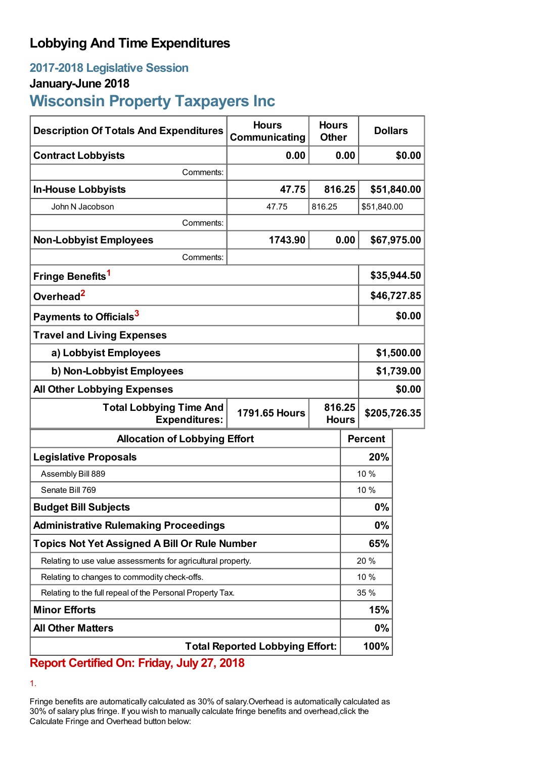# Lobbying And Time Expenditures

## 2017-2018 Legislative Session

### January-June 2018

## Wisconsin Property Taxpayers Inc

| Description Of Totals And Expenditures | Hours Communicating | Hours Other | Dollars |
|---|---|---|---|
| **Contract Lobbyists** | **0.00** | **0.00** | **$0.00** |
| Comments: | | | |
| **In-House Lobbyists** | **47.75** | **816.25** | **$51,840.00** |
| John N Jacobson | 47.75 | 816.25 | $51,840.00 |
| Comments: | | | |
| **Non-Lobbyist Employees** | **1743.90** | **0.00** | **$67,975.00** |
| Comments: | | | |
| **Fringe Benefits**[1] | | | **$35,944.50** |
| **Overhead**[2] | | | **$46,727.85** |
| **Payments to Officials**[3] | | | **$0.00** |
| **Travel and Living Expenses** | | | |
| **a) Lobbyist Employees** | | | **$1,500.00** |
| **b) Non-Lobbyist Employees** | | | **$1,739.00** |
| **All Other Lobbying Expenses** | | | **$0.00** |
| **Total Lobbying Time And Expenditures:** | **1791.65 Hours** | **816.25 Hours** | **$205,726.35** |

| Allocation of Lobbying Effort | Percent |
|---|---|
| **Legislative Proposals** | **20%** |
| Assembly Bill 889 | 10 % |
| Senate Bill 769 | 10 % |
| **Budget Bill Subjects** | **0%** |
| **Administrative Rulemaking Proceedings** | **0%** |
| **Topics Not Yet Assigned A Bill Or Rule Number** | **65%** |
| Relating to use value assessments for agricultural property. | 20 % |
| Relating to changes to commodity check-offs. | 10 % |
| Relating to the full repeal of the Personal Property Tax. | 35 % |
| **Minor Efforts** | **15%** |
| **All Other Matters** | **0%** |
| **Total Reported Lobbying Effort:** | **100%** |

**Report Certified On: Friday, July 27, 2018**

1.

Fringe benefits are automatically calculated as 30% of salary. Overhead is automatically calculated as 30% of salary plus fringe. If you wish to manually calculate fringe benefits and overhead, click the Calculate Fringe and Overhead button below: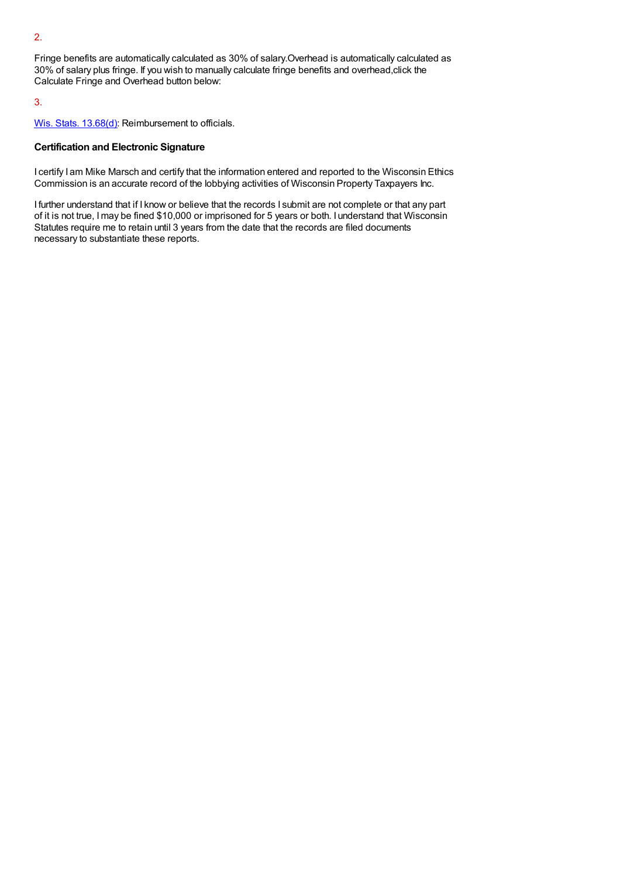2.

Fringe benefits are automatically calculated as 30% of salary.Overhead is automatically calculated as 30% of salary plus fringe. If you wish to manually calculate fringe benefits and overhead,click the Calculate Fringe and Overhead button below:

3.

[Wis. Stats. 13.68(d)](): Reimbursement to officials.

**Certification and Electronic Signature**

I certify I am Mike Marsch and certify that the information entered and reported to the Wisconsin Ethics Commission is an accurate record of the lobbying activities of Wisconsin Property Taxpayers Inc.

I further understand that if I know or believe that the records I submit are not complete or that any part of it is not true, I may be fined $10,000 or imprisoned for 5 years or both. I understand that Wisconsin Statutes require me to retain until 3 years from the date that the records are filed documents necessary to substantiate these reports.